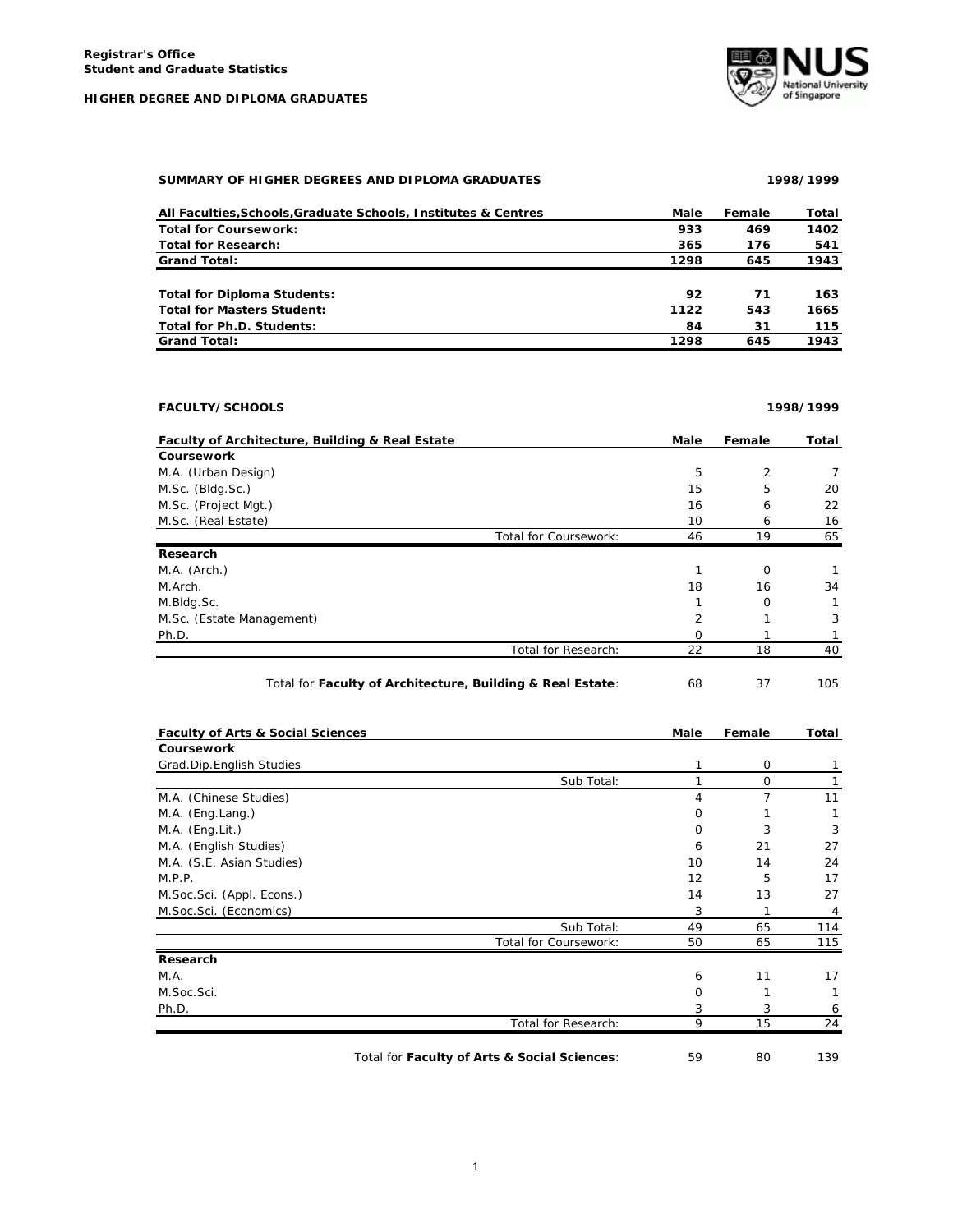**Registrar's Office**
**Student and Graduate Statistics**

**HIGHER DEGREE AND DIPLOMA GRADUATES**

## SUMMARY OF HIGHER DEGREES AND DIPLOMA GRADUATES — 1998/1999

| All Faculties,Schools,Graduate Schools, Institutes & Centres | Male | Female | Total |
|---|---|---|---|
| **Total for Coursework:** | **933** | **469** | **1402** |
| **Total for Research:** | **365** | **176** | **541** |
| **Grand Total:** | **1298** | **645** | **1943** |
| | | | |
| **Total for Diploma Students:** | **92** | **71** | **163** |
| **Total for Masters Student:** | **1122** | **543** | **1665** |
| **Total for Ph.D. Students:** | **84** | **31** | **115** |
| **Grand Total:** | **1298** | **645** | **1943** |

## FACULTY/SCHOOLS — 1998/1999

| Faculty of Architecture, Building & Real Estate | Male | Female | Total |
|---|---|---|---|
| **Coursework** | | | |
| M.A. (Urban Design) | 5 | 2 | 7 |
| M.Sc. (Bldg.Sc.) | 15 | 5 | 20 |
| M.Sc. (Project Mgt.) | 16 | 6 | 22 |
| M.Sc. (Real Estate) | 10 | 6 | 16 |
| Total for Coursework: | 46 | 19 | 65 |
| **Research** | | | |
| M.A. (Arch.) | 1 | 0 | 1 |
| M.Arch. | 18 | 16 | 34 |
| M.Bldg.Sc. | 1 | 0 | 1 |
| M.Sc. (Estate Management) | 2 | 1 | 3 |
| Ph.D. | 0 | 1 | 1 |
| Total for Research: | 22 | 18 | 40 |
| Total for **Faculty of Architecture, Building & Real Estate**: | 68 | 37 | 105 |

| Faculty of Arts & Social Sciences | Male | Female | Total |
|---|---|---|---|
| **Coursework** | | | |
| Grad.Dip.English Studies | 1 | 0 | 1 |
| Sub Total: | 1 | 0 | 1 |
| M.A. (Chinese Studies) | 4 | 7 | 11 |
| M.A. (Eng.Lang.) | 0 | 1 | 1 |
| M.A. (Eng.Lit.) | 0 | 3 | 3 |
| M.A. (English Studies) | 6 | 21 | 27 |
| M.A. (S.E. Asian Studies) | 10 | 14 | 24 |
| M.P.P. | 12 | 5 | 17 |
| M.Soc.Sci. (Appl. Econs.) | 14 | 13 | 27 |
| M.Soc.Sci. (Economics) | 3 | 1 | 4 |
| Sub Total: | 49 | 65 | 114 |
| Total for Coursework: | 50 | 65 | 115 |
| **Research** | | | |
| M.A. | 6 | 11 | 17 |
| M.Soc.Sci. | 0 | 1 | 1 |
| Ph.D. | 3 | 3 | 6 |
| Total for Research: | 9 | 15 | 24 |
| Total for **Faculty of Arts & Social Sciences**: | 59 | 80 | 139 |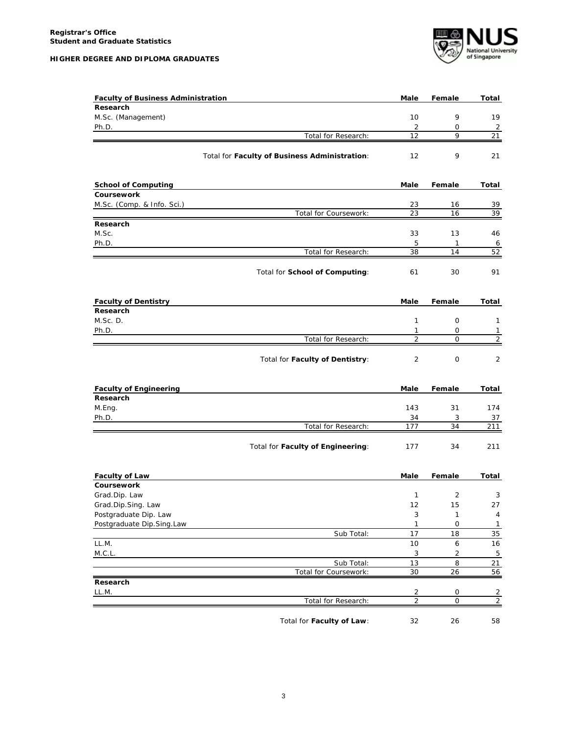**Registrar's Office**
**Student and Graduate Statistics**

**HIGHER DEGREE AND DIPLOMA GRADUATES**

| **Faculty of Business Administration** | **Male** | **Female** | **Total** |
|---|---|---|---|
| **Research** | | | |
| M.Sc. (Management) | 10 | 9 | 19 |
| Ph.D. | 2 | 0 | 2 |
| Total for Research: | 12 | 9 | 21 |
| Total for **Faculty of Business Administration**: | 12 | 9 | 21 |

| **School of Computing** | **Male** | **Female** | **Total** |
|---|---|---|---|
| **Coursework** | | | |
| M.Sc. (Comp. & Info. Sci.) | 23 | 16 | 39 |
| Total for Coursework: | 23 | 16 | 39 |
| **Research** | | | |
| M.Sc. | 33 | 13 | 46 |
| Ph.D. | 5 | 1 | 6 |
| Total for Research: | 38 | 14 | 52 |
| Total for **School of Computing**: | 61 | 30 | 91 |

| **Faculty of Dentistry** | **Male** | **Female** | **Total** |
|---|---|---|---|
| **Research** | | | |
| M.Sc. D. | 1 | 0 | 1 |
| Ph.D. | 1 | 0 | 1 |
| Total for Research: | 2 | 0 | 2 |
| Total for **Faculty of Dentistry**: | 2 | 0 | 2 |

| **Faculty of Engineering** | **Male** | **Female** | **Total** |
|---|---|---|---|
| **Research** | | | |
| M.Eng. | 143 | 31 | 174 |
| Ph.D. | 34 | 3 | 37 |
| Total for Research: | 177 | 34 | 211 |
| Total for **Faculty of Engineering**: | 177 | 34 | 211 |

| **Faculty of Law** | **Male** | **Female** | **Total** |
|---|---|---|---|
| **Coursework** | | | |
| Grad.Dip. Law | 1 | 2 | 3 |
| Grad.Dip.Sing. Law | 12 | 15 | 27 |
| Postgraduate Dip. Law | 3 | 1 | 4 |
| Postgraduate Dip.Sing.Law | 1 | 0 | 1 |
| Sub Total: | 17 | 18 | 35 |
| LL.M. | 10 | 6 | 16 |
| M.C.L. | 3 | 2 | 5 |
| Sub Total: | 13 | 8 | 21 |
| Total for Coursework: | 30 | 26 | 56 |
| **Research** | | | |
| LL.M. | 2 | 0 | 2 |
| Total for Research: | 2 | 0 | 2 |
| Total for **Faculty of Law**: | 32 | 26 | 58 |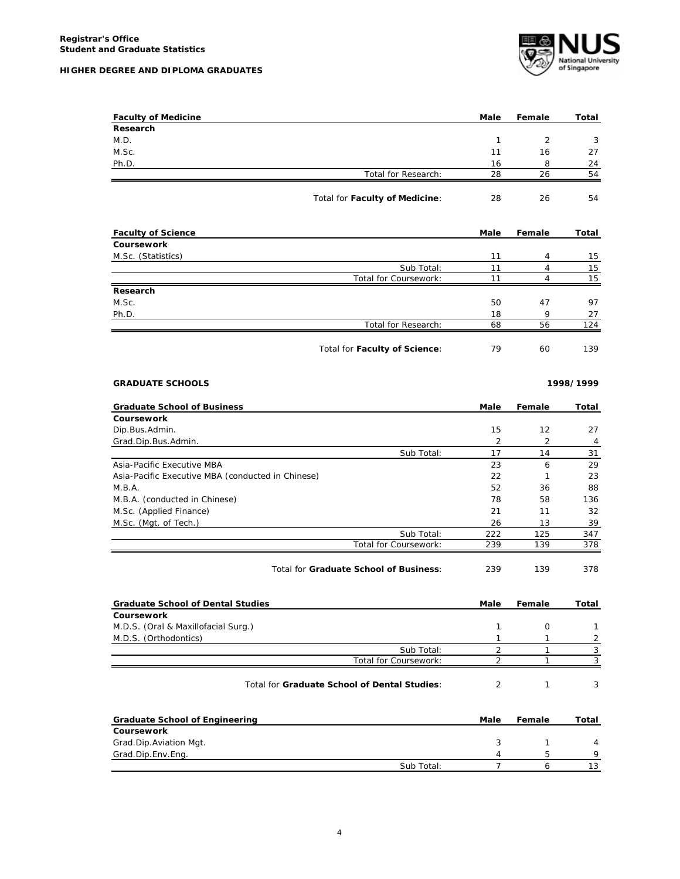## Faculty of Medicine

| Faculty of Medicine | Male | Female | Total |
|---|---|---|---|
| **Research** | | | |
| M.D. | 1 | 2 | 3 |
| M.Sc. | 11 | 16 | 27 |
| Ph.D. | 16 | 8 | 24 |
| Total for Research: | 28 | 26 | 54 |
| Total for **Faculty of Medicine**: | 28 | 26 | 54 |

## Faculty of Science

| Faculty of Science | Male | Female | Total |
|---|---|---|---|
| **Coursework** | | | |
| M.Sc. (Statistics) | 11 | 4 | 15 |
| Sub Total: | 11 | 4 | 15 |
| Total for Coursework: | 11 | 4 | 15 |
| **Research** | | | |
| M.Sc. | 50 | 47 | 97 |
| Ph.D. | 18 | 9 | 27 |
| Total for Research: | 68 | 56 | 124 |
| Total for **Faculty of Science**: | 79 | 60 | 139 |

## GRADUATE SCHOOLS

**1998/1999**

| Graduate School of Business | Male | Female | Total |
|---|---|---|---|
| **Coursework** | | | |
| Dip.Bus.Admin. | 15 | 12 | 27 |
| Grad.Dip.Bus.Admin. | 2 | 2 | 4 |
| Sub Total: | 17 | 14 | 31 |
| Asia-Pacific Executive MBA | 23 | 6 | 29 |
| Asia-Pacific Executive MBA (conducted in Chinese) | 22 | 1 | 23 |
| M.B.A. | 52 | 36 | 88 |
| M.B.A. (conducted in Chinese) | 78 | 58 | 136 |
| M.Sc. (Applied Finance) | 21 | 11 | 32 |
| M.Sc. (Mgt. of Tech.) | 26 | 13 | 39 |
| Sub Total: | 222 | 125 | 347 |
| Total for Coursework: | 239 | 139 | 378 |
| Total for **Graduate School of Business**: | 239 | 139 | 378 |

| Graduate School of Dental Studies | Male | Female | Total |
|---|---|---|---|
| **Coursework** | | | |
| M.D.S. (Oral & Maxillofacial Surg.) | 1 | 0 | 1 |
| M.D.S. (Orthodontics) | 1 | 1 | 2 |
| Sub Total: | 2 | 1 | 3 |
| Total for Coursework: | 2 | 1 | 3 |
| Total for **Graduate School of Dental Studies**: | 2 | 1 | 3 |

| Graduate School of Engineering | Male | Female | Total |
|---|---|---|---|
| **Coursework** | | | |
| Grad.Dip.Aviation Mgt. | 3 | 1 | 4 |
| Grad.Dip.Env.Eng. | 4 | 5 | 9 |
| Sub Total: | 7 | 6 | 13 |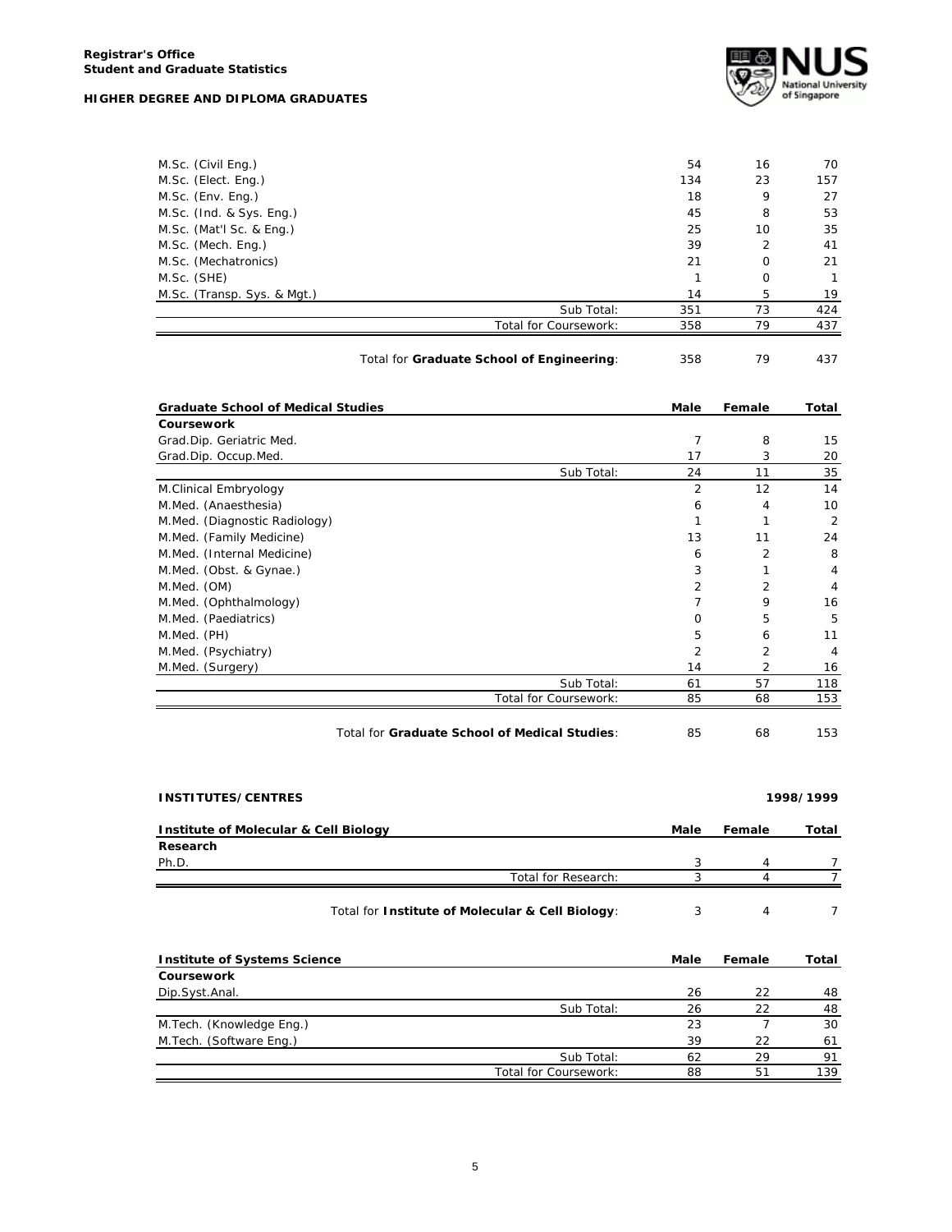| | Male | Female | Total |
|---|---|---|---|
| M.Sc. (Civil Eng.) | 54 | 16 | 70 |
| M.Sc. (Elect. Eng.) | 134 | 23 | 157 |
| M.Sc. (Env. Eng.) | 18 | 9 | 27 |
| M.Sc. (Ind. & Sys. Eng.) | 45 | 8 | 53 |
| M.Sc. (Mat'l Sc. & Eng.) | 25 | 10 | 35 |
| M.Sc. (Mech. Eng.) | 39 | 2 | 41 |
| M.Sc. (Mechatronics) | 21 | 0 | 21 |
| M.Sc. (SHE) | 1 | 0 | 1 |
| M.Sc. (Transp. Sys. & Mgt.) | 14 | 5 | 19 |
| Sub Total: | 351 | 73 | 424 |
| Total for Coursework: | 358 | 79 | 437 |
| Total for **Graduate School of Engineering**: | 358 | 79 | 437 |

| **Graduate School of Medical Studies** | **Male** | **Female** | **Total** |
|---|---|---|---|
| **Coursework** | | | |
| Grad.Dip. Geriatric Med. | 7 | 8 | 15 |
| Grad.Dip. Occup.Med. | 17 | 3 | 20 |
| Sub Total: | 24 | 11 | 35 |
| M.Clinical Embryology | 2 | 12 | 14 |
| M.Med. (Anaesthesia) | 6 | 4 | 10 |
| M.Med. (Diagnostic Radiology) | 1 | 1 | 2 |
| M.Med. (Family Medicine) | 13 | 11 | 24 |
| M.Med. (Internal Medicine) | 6 | 2 | 8 |
| M.Med. (Obst. & Gynae.) | 3 | 1 | 4 |
| M.Med. (OM) | 2 | 2 | 4 |
| M.Med. (Ophthalmology) | 7 | 9 | 16 |
| M.Med. (Paediatrics) | 0 | 5 | 5 |
| M.Med. (PH) | 5 | 6 | 11 |
| M.Med. (Psychiatry) | 2 | 2 | 4 |
| M.Med. (Surgery) | 14 | 2 | 16 |
| Sub Total: | 61 | 57 | 118 |
| Total for Coursework: | 85 | 68 | 153 |
| Total for **Graduate School of Medical Studies**: | 85 | 68 | 153 |

## INSTITUTES/CENTRES

**1998/1999**

| **Institute of Molecular & Cell Biology** | **Male** | **Female** | **Total** |
|---|---|---|---|
| **Research** | | | |
| Ph.D. | 3 | 4 | 7 |
| Total for Research: | 3 | 4 | 7 |
| Total for **Institute of Molecular & Cell Biology**: | 3 | 4 | 7 |

| **Institute of Systems Science** | **Male** | **Female** | **Total** |
|---|---|---|---|
| **Coursework** | | | |
| Dip.Syst.Anal. | 26 | 22 | 48 |
| Sub Total: | 26 | 22 | 48 |
| M.Tech. (Knowledge Eng.) | 23 | 7 | 30 |
| M.Tech. (Software Eng.) | 39 | 22 | 61 |
| Sub Total: | 62 | 29 | 91 |
| Total for Coursework: | 88 | 51 | 139 |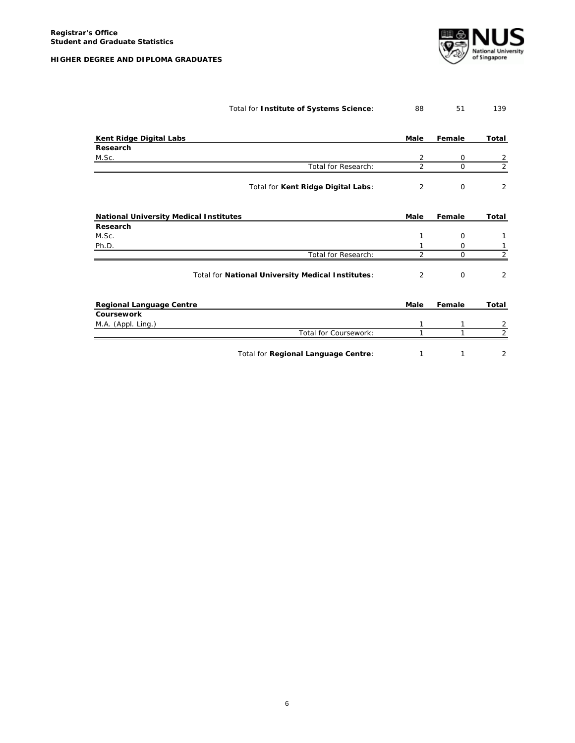| | Male | Female | Total |
|---|---|---|---|
| Total for **Institute of Systems Science**: | 88 | 51 | 139 |

| **Kent Ridge Digital Labs** | **Male** | **Female** | **Total** |
|---|---|---|---|
| **Research** | | | |
| M.Sc. | 2 | 0 | 2 |
| Total for Research: | 2 | 0 | 2 |
| Total for **Kent Ridge Digital Labs**: | 2 | 0 | 2 |

| **National University Medical Institutes** | **Male** | **Female** | **Total** |
|---|---|---|---|
| **Research** | | | |
| M.Sc. | 1 | 0 | 1 |
| Ph.D. | 1 | 0 | 1 |
| Total for Research: | 2 | 0 | 2 |
| Total for **National University Medical Institutes**: | 2 | 0 | 2 |

| **Regional Language Centre** | **Male** | **Female** | **Total** |
|---|---|---|---|
| **Coursework** | | | |
| M.A. (Appl. Ling.) | 1 | 1 | 2 |
| Total for Coursework: | 1 | 1 | 2 |
| Total for **Regional Language Centre**: | 1 | 1 | 2 |